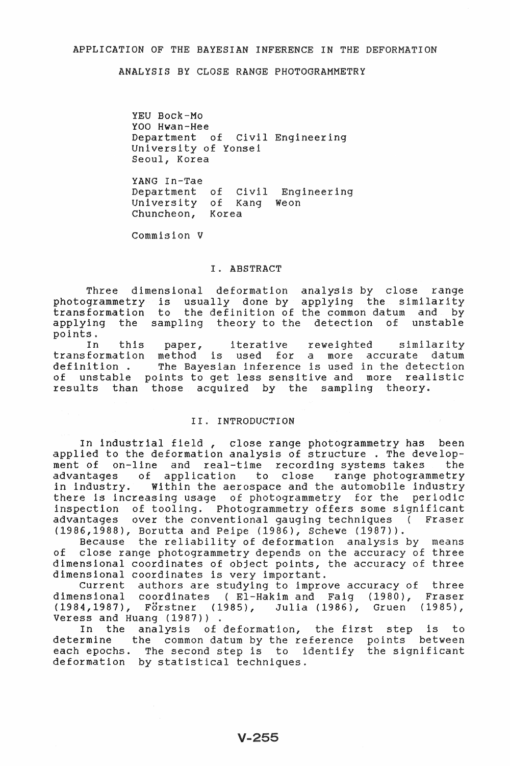# APPLICATION OF THE BAYESIAN INFERENCE IN THE DEFORMATION ANALYSIS BY CLOSE RANGE PHOTOGRAMMETRY

YEU Bock-Mo
YOO Hwan-Hee
Department of Civil Engineering
University of Yonsei
Seoul, Korea

YANG In-Tae
Department of Civil Engineering
University of Kang Weon
Chuncheon, Korea

Commision V

## I. ABSTRACT

Three dimensional deformation analysis by close range photogrammetry is usually done by applying the similarity transformation to the definition of the common datum and by applying the sampling theory to the detection of unstable points.

In this paper, iterative reweighted similarity transformation method is used for a more accurate datum definition . The Bayesian inference is used in the detection of unstable points to get less sensitive and more realistic results than those acquired by the sampling theory.

## II. INTRODUCTION

In industrial field , close range photogrammetry has been applied to the deformation analysis of structure . The development of on-line and real-time recording systems takes the advantages of application to close range photogrammetry in industry. Within the aerospace and the automobile industry there is increasing usage of photogrammetry for the periodic inspection of tooling. Photogrammetry offers some significant advantages over the conventional gauging techniques ( Fraser (1986,1988), Borutta and Peipe (1986), Schewe (1987)).

Because the reliability of deformation analysis by means of close range photogrammetry depends on the accuracy of three dimensional coordinates of object points, the accuracy of three dimensional coordinates is very important.

Current authors are studying to improve accuracy of three dimensional coordinates ( El-Hakim and Faig (1980), Fraser (1984,1987), Förstner (1985), Julia (1986), Gruen (1985), Veress and Huang (1987)) .

In the analysis of deformation, the first step is to determine the common datum by the reference points between each epochs. The second step is to identify the significant deformation by statistical techniques.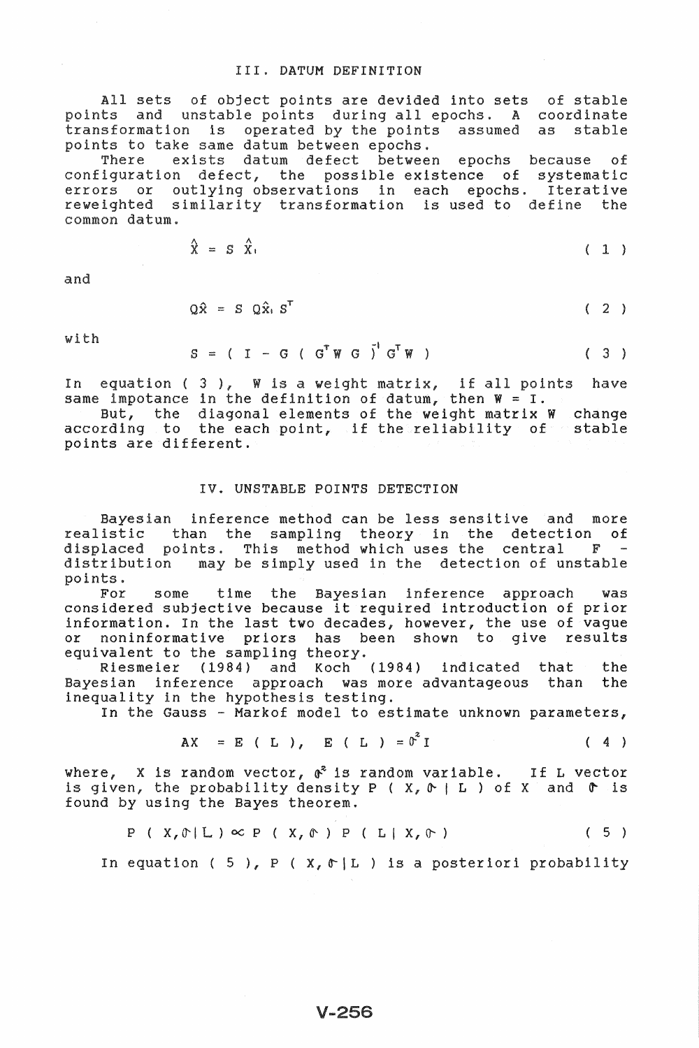## III. DATUM DEFINITION

All sets of object points are devided into sets of stable points and unstable points during all epochs. A coordinate transformation is operated by the points assumed as stable points to take same datum between epochs.

There exists datum defect between epochs because of configuration defect, the possible existence of systematic errors or outlying observations in each epochs. Iterative reweighted similarity transformation is used to define the common datum.

$$\hat{X} = S\,\hat{X}_{1} \qquad (1)$$

and

$$Q\hat{X} = S\,Q\hat{X}_{1}\,S^{T} \qquad (2)$$

with

$$S = (\,I - G\,(\,G^{T} W\,G\,)^{-1}\,G^{T} W\,) \qquad (3)$$

In equation ( 3 ), W is a weight matrix, if all points have same impotance in the definition of datum, then W = I.

But, the diagonal elements of the weight matrix W change according to the each point, if the reliability of stable points are different.

## IV. UNSTABLE POINTS DETECTION

Bayesian inference method can be less sensitive and more realistic than the sampling theory in the detection of displaced points. This method which uses the central F - distribution may be simply used in the detection of unstable points.

For some time the Bayesian inference approach was considered subjective because it required introduction of prior information. In the last two decades, however, the use of vague or noninformative priors has been shown to give results equivalent to the sampling theory.

Riesmeier (1984) and Koch (1984) indicated that the Bayesian inference approach was more advantageous than the inequality in the hypothesis testing.

In the Gauss - Markof model to estimate unknown parameters,

$$AX = E\,(\,L\,), \quad E\,(\,L\,) = \sigma^{2} I \qquad (4)$$

where, X is random vector, $\sigma^2$ is random variable. If L vector is given, the probability density $P\,(\,X, \sigma \mid L\,)$ of X and $\sigma$ is found by using the Bayes theorem.

$$P\,(\,X, \sigma \mid L\,) \propto P\,(\,X, \sigma\,)\;P\,(\,L \mid X, \sigma\,) \qquad (5)$$

In equation ( 5 ), $P\,(\,X, \sigma \mid L\,)$ is a posteriori probability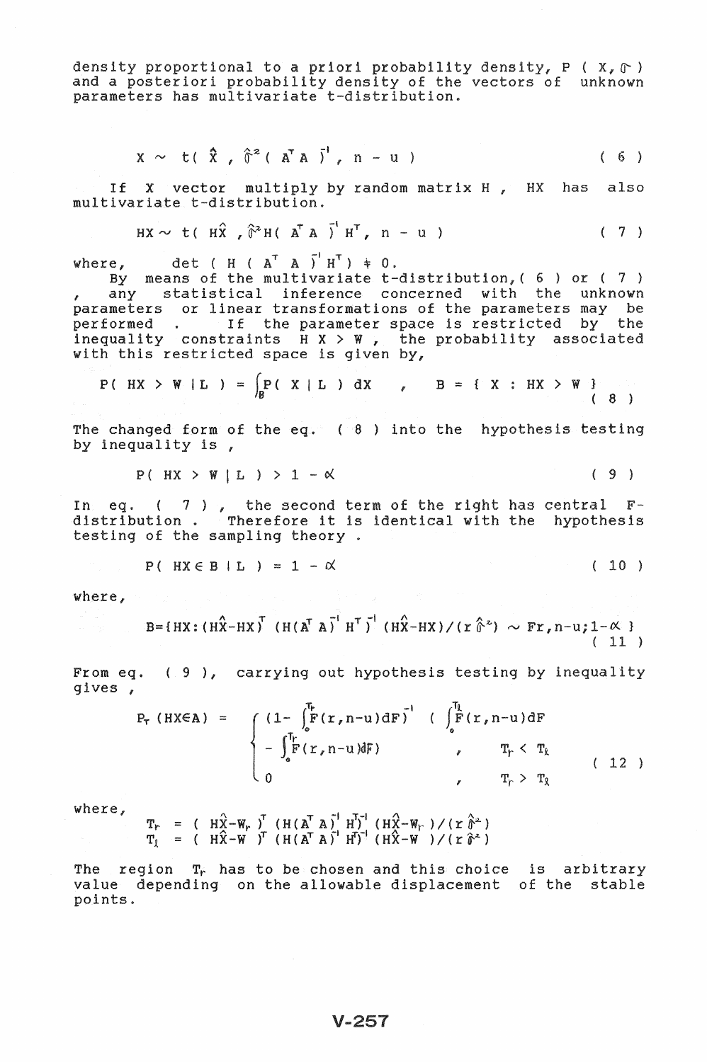density proportional to a priori probability density, $P(X, \sigma)$ and a posteriori probability density of the vectors of unknown parameters has multivariate t-distribution.

$$X \sim t(\hat{X}, \hat{\sigma}^2 (A^T A)^{-1}, n - u) \tag{6}$$

If X vector multiply by random matrix H, HX has also multivariate t-distribution.

$$HX \sim t(H\hat{X}, \hat{\sigma}^2 H (A^T A)^{-1} H^T, n - u) \tag{7}$$

where, $\det(H(A^T A)^{-1} H^T) \neq 0$.

By means of the multivariate t-distribution, ( 6 ) or ( 7 ), any statistical inference concerned with the unknown parameters or linear transformations of the parameters may be performed. If the parameter space is restricted by the inequality constraints $HX > W$, the probability associated with this restricted space is given by,

$$P(HX > W \mid L) = \int_B P(X \mid L)\, dX \quad , \quad B = \{ X : HX > W \} \tag{8}$$

The changed form of the eq. ( 8 ) into the hypothesis testing by inequality is,

$$P(HX > W \mid L) > 1 - \alpha \tag{9}$$

In eq. ( 7 ), the second term of the right has central F-distribution. Therefore it is identical with the hypothesis testing of the sampling theory.

$$P(HX \in B \mid L) = 1 - \alpha \tag{10}$$

where,

$$B = \{ HX : (H\hat{X} - HX)^T (H(A^T A)^{-1} H^T)^{-1} (H\hat{X} - HX)/(r\hat{\sigma}^2) \sim F_{r, n-u; 1-\alpha} \} \tag{11}$$

From eq. ( 9 ), carrying out hypothesis testing by inequality gives,

$$P_T(HX \in A) = \begin{cases} \left(1 - \int_0^{T_r} F(r, n-u)\, dF\right)^{-1} \left( \int_0^{T_l} F(r, n-u)\, dF \right. \\ \quad \left. - \int_0^{T_r} F(r, n-u)\, dF \right) & , \quad T_r < T_l \\ 0 & , \quad T_r > T_l \end{cases} \tag{12}$$

where,

$$T_r = (H\hat{X} - W_r)^T (H(A^T A)^{-1} H^T)^{-1} (H\hat{X} - W_r)/(r\hat{\sigma}^2)$$
$$T_l = (H\hat{X} - W)^T (H(A^T A)^{-1} H^T)^{-1} (H\hat{X} - W)/(r\hat{\sigma}^2)$$

The region $T_r$ has to be chosen and this choice is arbitrary value depending on the allowable displacement of the stable points.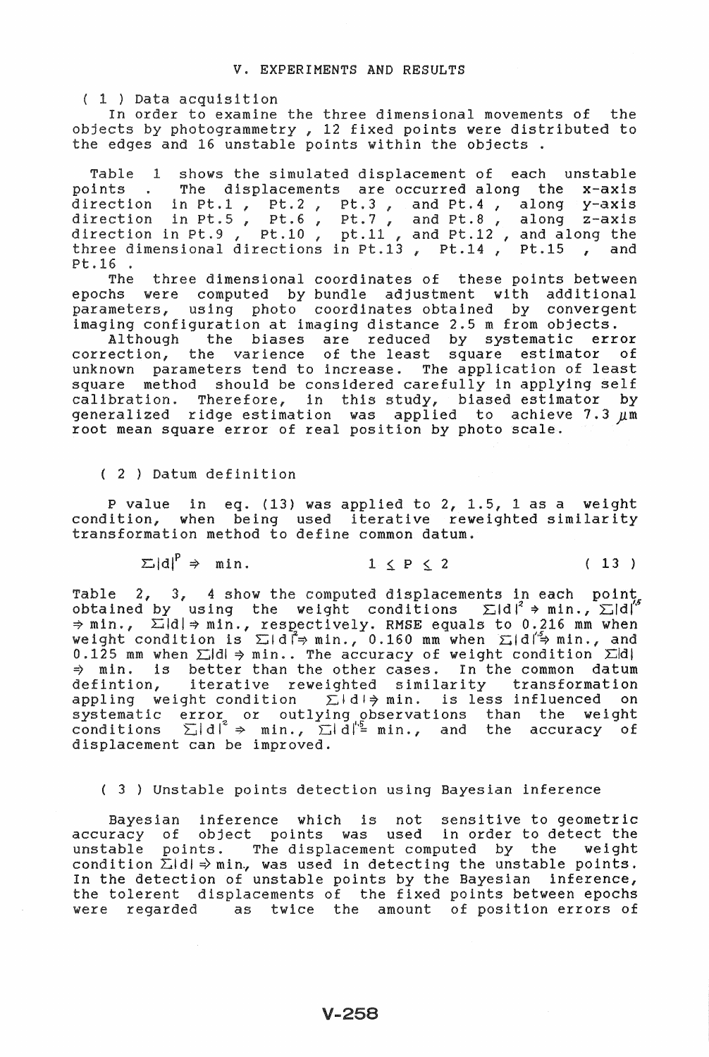## V. EXPERIMENTS AND RESULTS

### ( 1 ) Data acquisition

In order to examine the three dimensional movements of the objects by photogrammetry , 12 fixed points were distributed to the edges and 16 unstable points within the objects .

Table 1 shows the simulated displacement of each unstable points . The displacements are occurred along the x-axis direction in Pt.1 , Pt.2 , Pt.3 , and Pt.4 , along y-axis direction in Pt.5 , Pt.6 , Pt.7 , and Pt.8 , along z-axis direction in Pt.9 , Pt.10 , pt.11 , and Pt.12 , and along the three dimensional directions in Pt.13 , Pt.14 , Pt.15 , and Pt.16 .

The three dimensional coordinates of these points between epochs were computed by bundle adjustment with additional parameters, using photo coordinates obtained by convergent imaging configuration at imaging distance 2.5 m from objects.

Although the biases are reduced by systematic error correction, the varience of the least square estimator of unknown parameters tend to increase. The application of least square method should be considered carefully in applying self calibration. Therefore, in this study, biased estimator by generalized ridge estimation was applied to achieve 7.3 $\mu$m root mean square error of real position by photo scale.

### ( 2 ) Datum definition

P value in eq. (13) was applied to 2, 1.5, 1 as a weight condition, when being used iterative reweighted similarity transformation method to define common datum.

$$\Sigma|d|^P \Rightarrow \min. \qquad 1 \leq P \leq 2 \qquad (13)$$

Table 2, 3, 4 show the computed displacements in each point obtained by using the weight conditions $\Sigma|d|^2 \Rightarrow$ min., $\Sigma|d|^{1.5} \Rightarrow$ min., $\Sigma|d| \Rightarrow$ min., respectively. RMSE equals to 0.216 mm when weight condition is $\Sigma|d|^2 \Rightarrow$ min., 0.160 mm when $\Sigma|d|^{1.5} \Rightarrow$ min., and 0.125 mm when $\Sigma|d| \Rightarrow$ min.. The accuracy of weight condition $\Sigma|d| \Rightarrow$ min. is better than the other cases. In the common datum defintion, iterative reweighted similarity transformation appling weight condition $\Sigma|d| \Rightarrow$ min. is less influenced on systematic error or outlying observations than the weight conditions $\Sigma|d|^2 \Rightarrow$ min., $\Sigma|d|^{1.5} =$ min., and the accuracy of displacement can be improved.

### ( 3 ) Unstable points detection using Bayesian inference

Bayesian inference which is not sensitive to geometric accuracy of object points was used in order to detect the unstable points. The displacement computed by the weight condition $\Sigma|d| \Rightarrow$ min., was used in detecting the unstable points. In the detection of unstable points by the Bayesian inference, the tolerent displacements of the fixed points between epochs were regarded as twice the amount of position errors of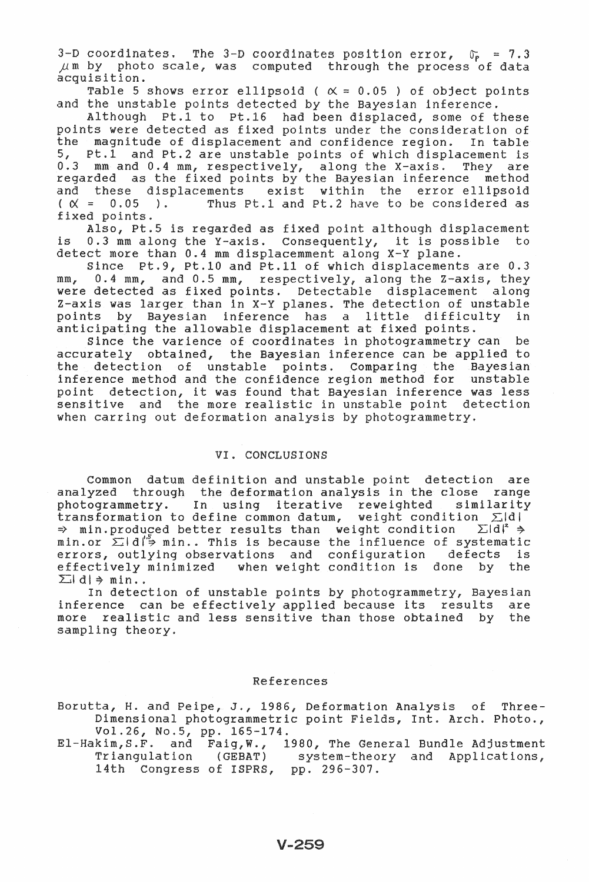3-D coordinates. The 3-D coordinates position error, $\sigma_P$ = 7.3 $\mu$m by photo scale, was computed through the process of data acquisition.

Table 5 shows error ellipsoid ( $\alpha$ = 0.05 ) of object points and the unstable points detected by the Bayesian inference.

Although Pt.1 to Pt.16 had been displaced, some of these points were detected as fixed points under the consideration of the magnitude of displacement and confidence region. In table 5, Pt.1 and Pt.2 are unstable points of which displacement is 0.3 mm and 0.4 mm, respectively, along the X-axis. They are regarded as the fixed points by the Bayesian inference method and these displacements exist within the error ellipsoid ( $\alpha$ = 0.05 ). Thus Pt.1 and Pt.2 have to be considered as fixed points.

Also, Pt.5 is regarded as fixed point although displacement is 0.3 mm along the Y-axis. Consequently, it is possible to detect more than 0.4 mm displacemment along X-Y plane.

Since Pt.9, Pt.10 and Pt.11 of which displacements are 0.3 mm, 0.4 mm, and 0.5 mm, respectively, along the Z-axis, they were detected as fixed points. Detectable displacement along Z-axis was larger than in X-Y planes. The detection of unstable points by Bayesian inference has a little difficulty in anticipating the allowable displacement at fixed points.

Since the varience of coordinates in photogrammetry can be accurately obtained, the Bayesian inference can be applied to the detection of unstable points. Comparing the Bayesian inference method and the confidence region method for unstable point detection, it was found that Bayesian inference was less sensitive and the more realistic in unstable point detection when carring out deformation analysis by photogrammetry.

## VI. CONCLUSIONS

Common datum definition and unstable point detection are analyzed through the deformation analysis in the close range photogrammetry. In using iterative reweighted similarity transformation to define common datum, weight condition $\sum|d| \Rightarrow$ min.produced better results than weight condition $\sum|d|^2 \Rightarrow$ min.or $\sum|d|^{1.5} \Rightarrow$ min.. This is because the influence of systematic errors, outlying observations and configuration defects is effectively minimized when weight condition is done by the $\sum|d| \Rightarrow$ min..

In detection of unstable points by photogrammetry, Bayesian inference can be effectively applied because its results are more realistic and less sensitive than those obtained by the sampling theory.

## References

Borutta, H. and Peipe, J., 1986, Deformation Analysis of Three-Dimensional photogrammetric point Fields, Int. Arch. Photo., Vol.26, No.5, pp. 165-174.

El-Hakim,S.F. and Faig,W., 1980, The General Bundle Adjustment Triangulation (GEBAT) system-theory and Applications, 14th Congress of ISPRS, pp. 296-307.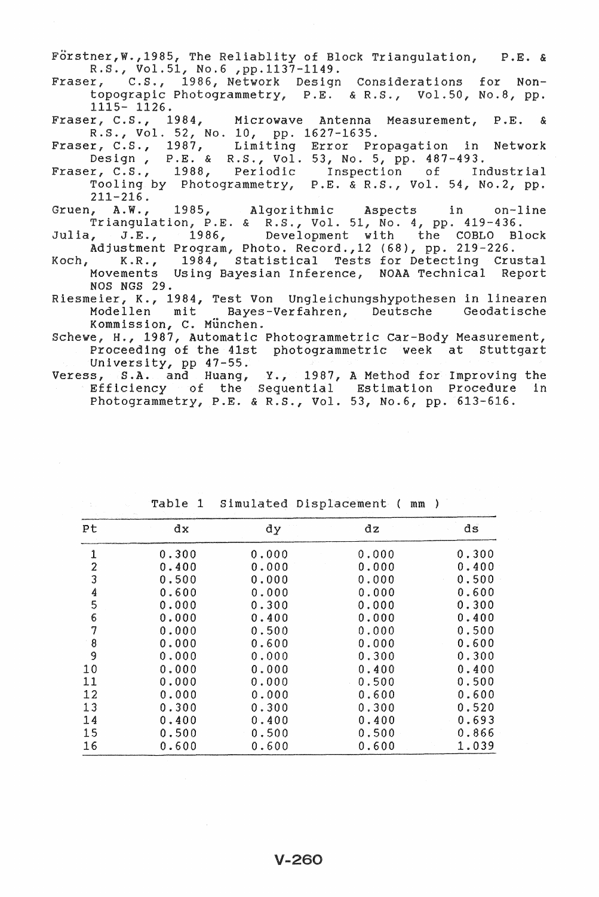Förstner,W.,1985, The Reliablity of Block Triangulation, P.E. & R.S., Vol.51, No.6 ,pp.1137-1149.

Fraser, C.S., 1986, Network Design Considerations for Non-topograpic Photogrammetry, P.E. & R.S., Vol.50, No.8, pp. 1115- 1126.

Fraser, C.S., 1984, Microwave Antenna Measurement, P.E. & R.S., Vol. 52, No. 10, pp. 1627-1635.

Fraser, C.S., 1987, Limiting Error Propagation in Network Design , P.E. & R.S., Vol. 53, No. 5, pp. 487-493.

Fraser, C.S., 1988, Periodic Inspection of Industrial Tooling by Photogrammetry, P.E. & R.S., Vol. 54, No.2, pp. 211-216.

Gruen, A.W., 1985, Algorithmic Aspects in on-line Triangulation, P.E. & R.S., Vol. 51, No. 4, pp. 419-436.

Julia, J.E., 1986, Development with the COBLO Block Adjustment Program, Photo. Record.,12 (68), pp. 219-226.

Koch, K.R., 1984, Statistical Tests for Detecting Crustal Movements Using Bayesian Inference, NOAA Technical Report NOS NGS 29.

Riesmeier, K., 1984, Test Von Ungleichungshypothesen in linearen Modellen mit Bayes-Verfahren, Deutsche Geodatische Kommission, C. München.

Schewe, H., 1987, Automatic Photogrammetric Car-Body Measurement, Proceeding of the 41st photogrammetric week at Stuttgart University, pp 47-55.

Veress, S.A. and Huang, Y., 1987, A Method for Improving the Efficiency of the Sequential Estimation Procedure in Photogrammetry, P.E. & R.S., Vol. 53, No.6, pp. 613-616.

Table 1 Simulated Displacement ( mm )

| Pt | dx | dy | dz | ds |
|---|---|---|---|---|
| 1 | 0.300 | 0.000 | 0.000 | 0.300 |
| 2 | 0.400 | 0.000 | 0.000 | 0.400 |
| 3 | 0.500 | 0.000 | 0.000 | 0.500 |
| 4 | 0.600 | 0.000 | 0.000 | 0.600 |
| 5 | 0.000 | 0.300 | 0.000 | 0.300 |
| 6 | 0.000 | 0.400 | 0.000 | 0.400 |
| 7 | 0.000 | 0.500 | 0.000 | 0.500 |
| 8 | 0.000 | 0.600 | 0.000 | 0.600 |
| 9 | 0.000 | 0.000 | 0.300 | 0.300 |
| 10 | 0.000 | 0.000 | 0.400 | 0.400 |
| 11 | 0.000 | 0.000 | 0.500 | 0.500 |
| 12 | 0.000 | 0.000 | 0.600 | 0.600 |
| 13 | 0.300 | 0.300 | 0.300 | 0.520 |
| 14 | 0.400 | 0.400 | 0.400 | 0.693 |
| 15 | 0.500 | 0.500 | 0.500 | 0.866 |
| 16 | 0.600 | 0.600 | 0.600 | 1.039 |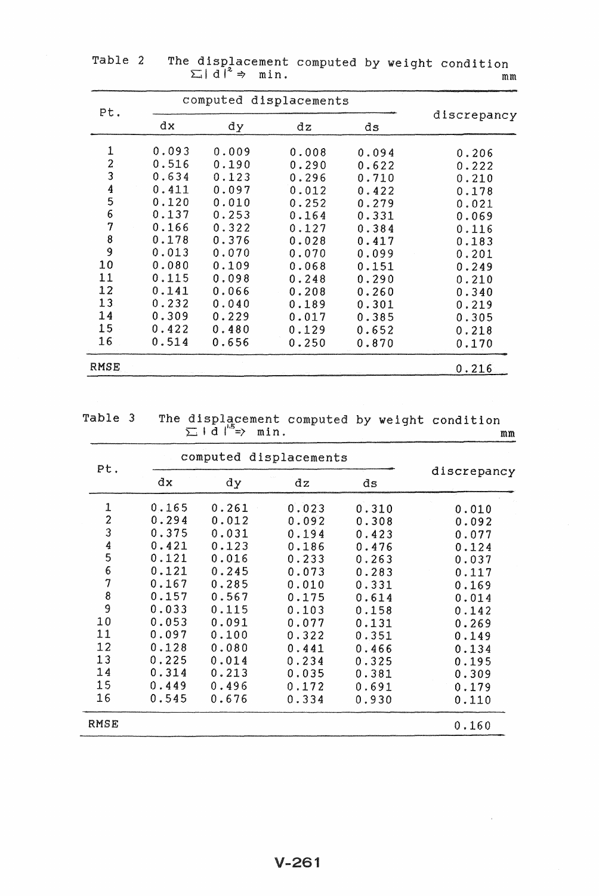Table 2 The displacement computed by weight condition $\sum |d|^2 \Rightarrow$ min. mm

| Pt. | computed displacements | | | | discrepancy |
|---|---|---|---|---|---|
| | dx | dy | dz | ds | |
| 1 | 0.093 | 0.009 | 0.008 | 0.094 | 0.206 |
| 2 | 0.516 | 0.190 | 0.290 | 0.622 | 0.222 |
| 3 | 0.634 | 0.123 | 0.296 | 0.710 | 0.210 |
| 4 | 0.411 | 0.097 | 0.012 | 0.422 | 0.178 |
| 5 | 0.120 | 0.010 | 0.252 | 0.279 | 0.021 |
| 6 | 0.137 | 0.253 | 0.164 | 0.331 | 0.069 |
| 7 | 0.166 | 0.322 | 0.127 | 0.384 | 0.116 |
| 8 | 0.178 | 0.376 | 0.028 | 0.417 | 0.183 |
| 9 | 0.013 | 0.070 | 0.070 | 0.099 | 0.201 |
| 10 | 0.080 | 0.109 | 0.068 | 0.151 | 0.249 |
| 11 | 0.115 | 0.098 | 0.248 | 0.290 | 0.210 |
| 12 | 0.141 | 0.066 | 0.208 | 0.260 | 0.340 |
| 13 | 0.232 | 0.040 | 0.189 | 0.301 | 0.219 |
| 14 | 0.309 | 0.229 | 0.017 | 0.385 | 0.305 |
| 15 | 0.422 | 0.480 | 0.129 | 0.652 | 0.218 |
| 16 | 0.514 | 0.656 | 0.250 | 0.870 | 0.170 |
| RMSE | | | | | 0.216 |

Table 3 The displacement computed by weight condition $\sum |d|^{1.5} \Rightarrow$ min. mm

| Pt. | computed displacements | | | | discrepancy |
|---|---|---|---|---|---|
| | dx | dy | dz | ds | |
| 1 | 0.165 | 0.261 | 0.023 | 0.310 | 0.010 |
| 2 | 0.294 | 0.012 | 0.092 | 0.308 | 0.092 |
| 3 | 0.375 | 0.031 | 0.194 | 0.423 | 0.077 |
| 4 | 0.421 | 0.123 | 0.186 | 0.476 | 0.124 |
| 5 | 0.121 | 0.016 | 0.233 | 0.263 | 0.037 |
| 6 | 0.121 | 0.245 | 0.073 | 0.283 | 0.117 |
| 7 | 0.167 | 0.285 | 0.010 | 0.331 | 0.169 |
| 8 | 0.157 | 0.567 | 0.175 | 0.614 | 0.014 |
| 9 | 0.033 | 0.115 | 0.103 | 0.158 | 0.142 |
| 10 | 0.053 | 0.091 | 0.077 | 0.131 | 0.269 |
| 11 | 0.097 | 0.100 | 0.322 | 0.351 | 0.149 |
| 12 | 0.128 | 0.080 | 0.441 | 0.466 | 0.134 |
| 13 | 0.225 | 0.014 | 0.234 | 0.325 | 0.195 |
| 14 | 0.314 | 0.213 | 0.035 | 0.381 | 0.309 |
| 15 | 0.449 | 0.496 | 0.172 | 0.691 | 0.179 |
| 16 | 0.545 | 0.676 | 0.334 | 0.930 | 0.110 |
| RMSE | | | | | 0.160 |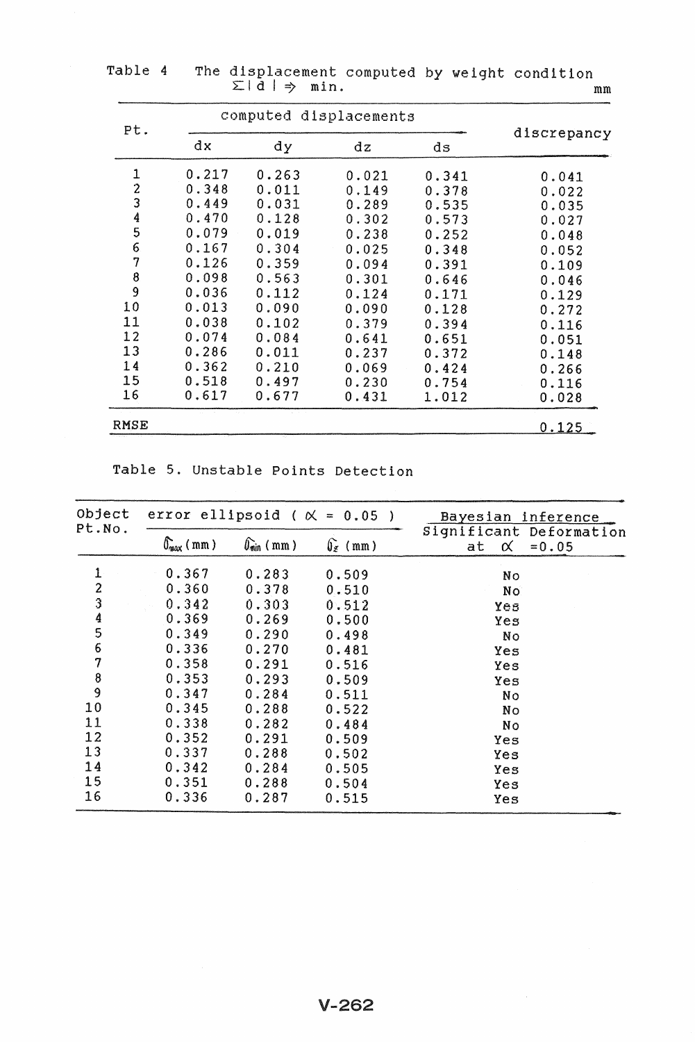Table 4 The displacement computed by weight condition $\Sigma | d | \Rightarrow$ min. mm

| Pt. | computed displacements | | | | discrepancy |
|---|---|---|---|---|---|
| | dx | dy | dz | ds | |
| 1 | 0.217 | 0.263 | 0.021 | 0.341 | 0.041 |
| 2 | 0.348 | 0.011 | 0.149 | 0.378 | 0.022 |
| 3 | 0.449 | 0.031 | 0.289 | 0.535 | 0.035 |
| 4 | 0.470 | 0.128 | 0.302 | 0.573 | 0.027 |
| 5 | 0.079 | 0.019 | 0.238 | 0.252 | 0.048 |
| 6 | 0.167 | 0.304 | 0.025 | 0.348 | 0.052 |
| 7 | 0.126 | 0.359 | 0.094 | 0.391 | 0.109 |
| 8 | 0.098 | 0.563 | 0.301 | 0.646 | 0.046 |
| 9 | 0.036 | 0.112 | 0.124 | 0.171 | 0.129 |
| 10 | 0.013 | 0.090 | 0.090 | 0.128 | 0.272 |
| 11 | 0.038 | 0.102 | 0.379 | 0.394 | 0.116 |
| 12 | 0.074 | 0.084 | 0.641 | 0.651 | 0.051 |
| 13 | 0.286 | 0.011 | 0.237 | 0.372 | 0.148 |
| 14 | 0.362 | 0.210 | 0.069 | 0.424 | 0.266 |
| 15 | 0.518 | 0.497 | 0.230 | 0.754 | 0.116 |
| 16 | 0.617 | 0.677 | 0.431 | 1.012 | 0.028 |
| RMSE | | | | | 0.125 |

Table 5. Unstable Points Detection

| Object Pt.No. | error ellipsoid ( $\alpha$ = 0.05 ) | | | Bayesian inference Significant Deformation at $\alpha$ =0.05 |
|---|---|---|---|---|
| | $\hat{\sigma}_{max}$ (mm) | $\hat{\sigma}_{min}$ (mm) | $\hat{\sigma}_{z}$ (mm) | |
| 1 | 0.367 | 0.283 | 0.509 | No |
| 2 | 0.360 | 0.378 | 0.510 | No |
| 3 | 0.342 | 0.303 | 0.512 | Yes |
| 4 | 0.369 | 0.269 | 0.500 | Yes |
| 5 | 0.349 | 0.290 | 0.498 | No |
| 6 | 0.336 | 0.270 | 0.481 | Yes |
| 7 | 0.358 | 0.291 | 0.516 | Yes |
| 8 | 0.353 | 0.293 | 0.509 | Yes |
| 9 | 0.347 | 0.284 | 0.511 | No |
| 10 | 0.345 | 0.288 | 0.522 | No |
| 11 | 0.338 | 0.282 | 0.484 | No |
| 12 | 0.352 | 0.291 | 0.509 | Yes |
| 13 | 0.337 | 0.288 | 0.502 | Yes |
| 14 | 0.342 | 0.284 | 0.505 | Yes |
| 15 | 0.351 | 0.288 | 0.504 | Yes |
| 16 | 0.336 | 0.287 | 0.515 | Yes |